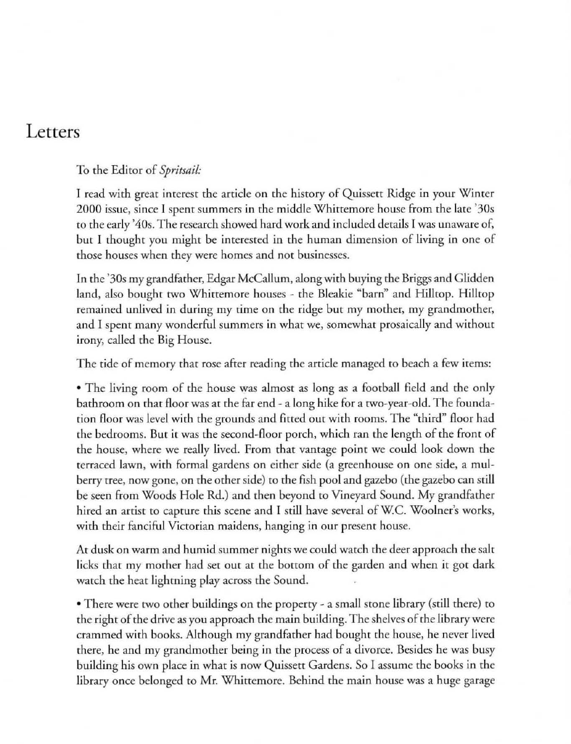# Letters

To the Editor of *Spritsail:*

I read with great interest the article on the history of Quissett Ridge in your Winter 2000 issue, since I spent summers in the middle Whittemore house from the late '30s to the early '40s. The research showed hard work and included details I was unaware of, but I thought you might be interested in the human dimension of living in one of those houses when they were homes and not businesses.

In the '30s my grandfather, Edgar McCallum, along with buying the Briggs and Glidden land, also bought two Whittemore houses - the Bleakie "barn" and Hilltop. Hilltop remained unlived in during my time on the ridge but my mother, my grandmother, and I spent many wonderful summers in what we, somewhat prosaically and without irony, called the Big House.

The tide of memory that rose after reading the article managed to beach a few items:

• The living room of the house was almost as long as a football field and the only bathroom on that floor was at the far end - a long hike for a two-year-old. The foundation floor was level with the grounds and fitted out with rooms. The "third" floor had the bedrooms. But it was the second-floor porch, which ran the length of the front of the house, where we really lived. From that vantage point we could look down the terraced lawn, with formal gardens on either side (a greenhouse on one side, a mulberry tree, now gone, on the other side) to the fish pool and gazebo (the gazebo can still be seen from Woods Hole Rd.) and then beyond to Vineyard Sound. My grandfather hired an artist to capture this scene and I still have several of W.C. Woolner's works, with their fanciful Victorian maidens, hanging in our present house.

At dusk on warm and humid summer nights we could watch the deer approach the salt licks that my mother had set out at the bottom of the garden and when it got dark watch the heat lightning play across the Sound.

• There were two other buildings on the property - a small stone library (still there) to the right of the drive as you approach the main building. The shelves of the library were crammed with books. Although my grandfather had bought the house, he never lived there, he and my grandmother being in the process of a divorce. Besides he was busy building his own place in what is now Quissett Gardens. So I assume the books in the library once belonged to Mr. Whittemore. Behind the main house was a huge garage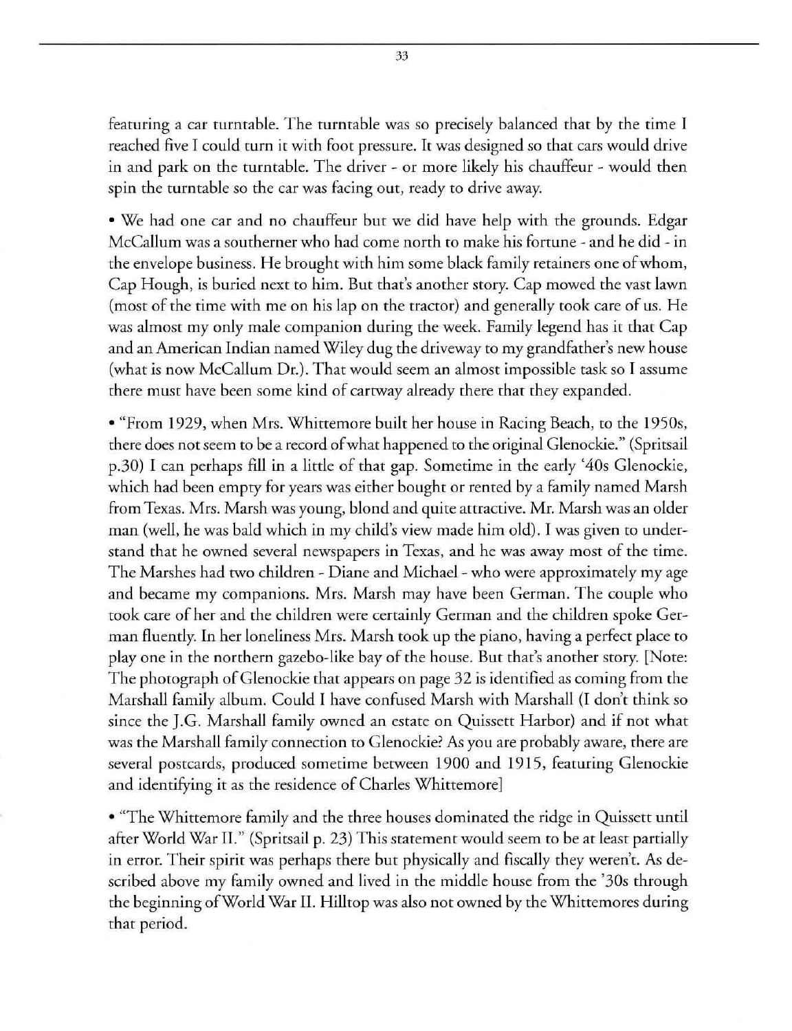featuring a car turntable. The turntable was so precisely balanced that by the time I reached five I could turn it with foot pressure. It was designed so that cars would drive in and park on the turntable. The driver - or more likely his chauffeur - would then spin the turntable so the car was facing out, ready to drive away.

• We had one car and no chauffeur but we did have help with the grounds. Edgar McCallum was a southerner who had come north to make his fortune - and he did - in the envelope business. He brought with him some black family retainers one of whom, Cap Hough, is buried next to him. But that's another story. Cap mowed the vast lawn (most of the time with me on his lap on the tractor) and generally took care of us. He was almost my only male companion during the week. Family legend has it that Cap and an American Indian named Wiley dug the driveway to my grandfather's new house (what is now McCallum Dr.). That would seem an almost impossible task so I assume there must have been some kind of cartway already there that they expanded.

• "From 1929, when Mrs. Whittemore built her house in Racing Beach, to the 1950s, there does not seem to be a record of what happened to the original Glenockie." (Spritsail p.30) I can perhaps fill in a little of that gap. Sometime in the early '40s Glenockie, which had been empty for years was either bought or rented by a family named Marsh from Texas. Mrs. Marsh was young, blond and quite attractive. Mr. Marsh was an older man (well, he was bald which in my child's view made him old). I was given to understand that he owned several newspapers in Texas, and he was away most of the time. The Marshes had two children - Diane and Michael - who were approximately my age and became my companions. Mrs. Marsh may have been German. The couple who took care of her and the children were certainly German and the children spoke German fluently. In her loneliness Mrs. Marsh took up the piano, having a perfect place to play one in the northern gazebo-like bay of the house. But that's another story. [Note: The photograph of Glenockie that appears on page 32 is identified as coming from the Marshall family album. Could I have confused Marsh with Marshall (I don't think so since the J.G. Marshall family owned an estate on Quissett Harbor) and if not what was the Marshall family connection to Glenockie? As you are probably aware, there are several postcards, produced sometime between 1900 and 1915, featuring Glenockie and identifying it as the residence of Charles Whittemore]

• "The Whittemore family and the three houses dominated the ridge in Quissett until after World War II." (Spritsail p. 23) This statement would seem to be at least partially in error. Their spirit was perhaps there but physically and fiscally they weren't. As described above my family owned and lived in the middle house from the '30s through the beginning of World War II. Hilltop was also not owned by the Whittemores during that period.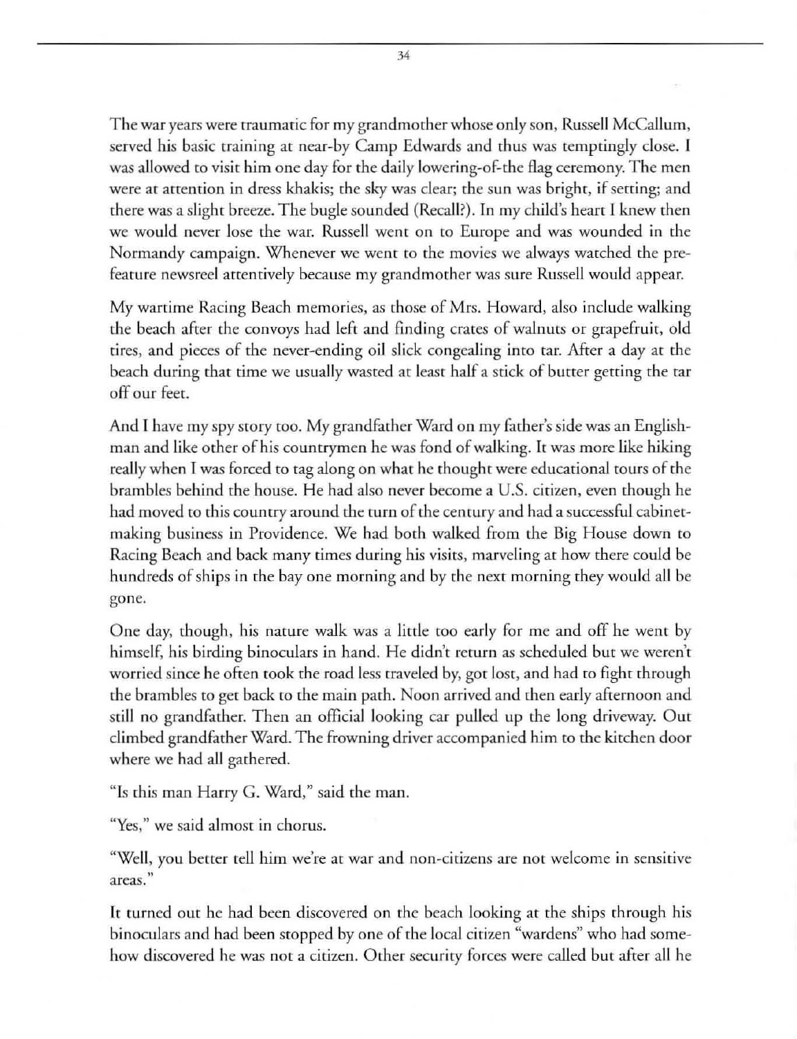The war years were traumatic for my grandmother whose only son, Russell McCallum, served his basic training at near-by Camp Edwards and thus was temptingly close. I was allowed to visit him one day for the daily lowering-of-the flag ceremony. The men were at attention in dress khakis; the sky was clear; the sun was bright, if setting; and there was a slight breeze. The bugle sounded (Recall?). In my child's heart I knew then we would never lose the war. Russell went on to Europe and was wounded in the Normandy campaign. Whenever we went to the movies we always watched the pre-feature newsreel attentively because my grandmother was sure Russell would appear.

My wartime Racing Beach memories, as those of Mrs. Howard, also include walking the beach after the convoys had left and finding crates of walnuts or grapefruit, old tires, and pieces of the never-ending oil slick congealing into tar. After a day at the beach during that time we usually wasted at least half a stick of butter getting the tar off our feet.

And I have my spy story too. My grandfather Ward on my father's side was an Englishman and like other of his countrymen he was fond of walking. It was more like hiking really when I was forced to tag along on what he thought were educational tours of the brambles behind the house. He had also never become a U.S. citizen, even though he had moved to this country around the turn of the century and had a successful cabinet-making business in Providence. We had both walked from the Big House down to Racing Beach and back many times during his visits, marveling at how there could be hundreds of ships in the bay one morning and by the next morning they would all be gone.

One day, though, his nature walk was a little too early for me and off he went by himself, his birding binoculars in hand. He didn't return as scheduled but we weren't worried since he often took the road less traveled by, got lost, and had to fight through the brambles to get back to the main path. Noon arrived and then early afternoon and still no grandfather. Then an official looking car pulled up the long driveway. Out climbed grandfather Ward. The frowning driver accompanied him to the kitchen door where we had all gathered.

"Is this man Harry G. Ward," said the man.

"Yes," we said almost in chorus.

"Well, you better tell him we're at war and non-citizens are not welcome in sensitive areas."

It turned out he had been discovered on the beach looking at the ships through his binoculars and had been stopped by one of the local citizen "wardens" who had somehow discovered he was not a citizen. Other security forces were called but after all he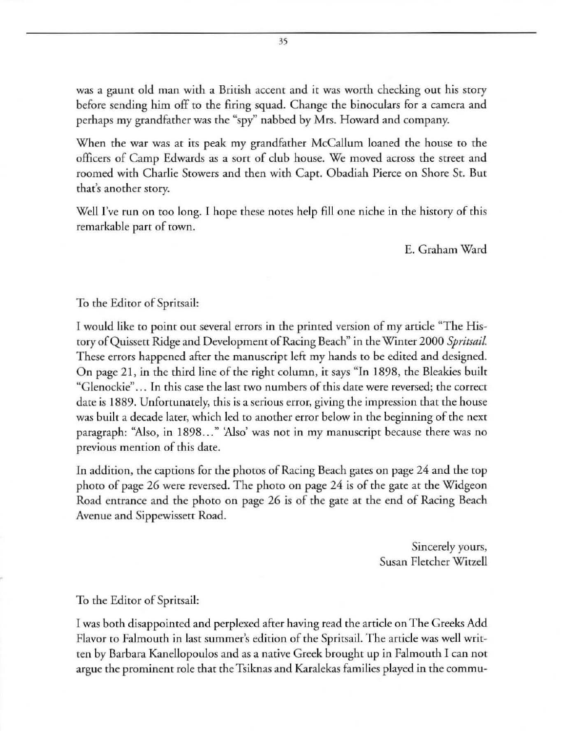was a gaunt old man with a British accent and it was worth checking out his story before sending him off to the firing squad. Change the binoculars for a camera and perhaps my grandfather was the "spy" nabbed by Mrs. Howard and company.

When the war was at its peak my grandfather McCallum loaned the house to the officers of Camp Edwards as a sort of club house. We moved across the street and roomed with Charlie Stowers and then with Capt. Obadiah Pierce on Shore St. But that's another story.

Well I've run on too long. I hope these notes help fill one niche in the history of this remarkable part of town.

E. Graham Ward

To the Editor of Spritsail:

I would like to point out several errors in the printed version of my article "The History of Quissett Ridge and Development of Racing Beach" in the Winter 2000 *Spritsail.* These errors happened after the manuscript left my hands to be edited and designed. On page 21, in the third line of the right column, it says "In 1898, the Bleakies built "Glenockie"... In this case the last two numbers of this date were reversed; the correct date is 1889. Unfortunately, this is a serious error, giving the impression that the house was built a decade later, which led to another error below in the beginning of the next paragraph: "Also, in 1898..." 'Also' was not in my manuscript because there was no previous mention of this date.

In addition, the captions for the photos of Racing Beach gates on page 24 and the top photo of page 26 were reversed. The photo on page 24 is of the gate at the Widgeon Road entrance and the photo on page 26 is of the gate at the end of Racing Beach Avenue and Sippewissett Road.

Sincerely yours,
Susan Fletcher Witzell

To the Editor of Spritsail:

I was both disappointed and perplexed after having read the article on The Greeks Add Flavor to Falmouth in last summer's edition of the Spritsail. The article was well written by Barbara Kanellopoulos and as a native Greek brought up in Falmouth I can not argue the prominent role that the Tsiknas and Karalekas families played in the commu-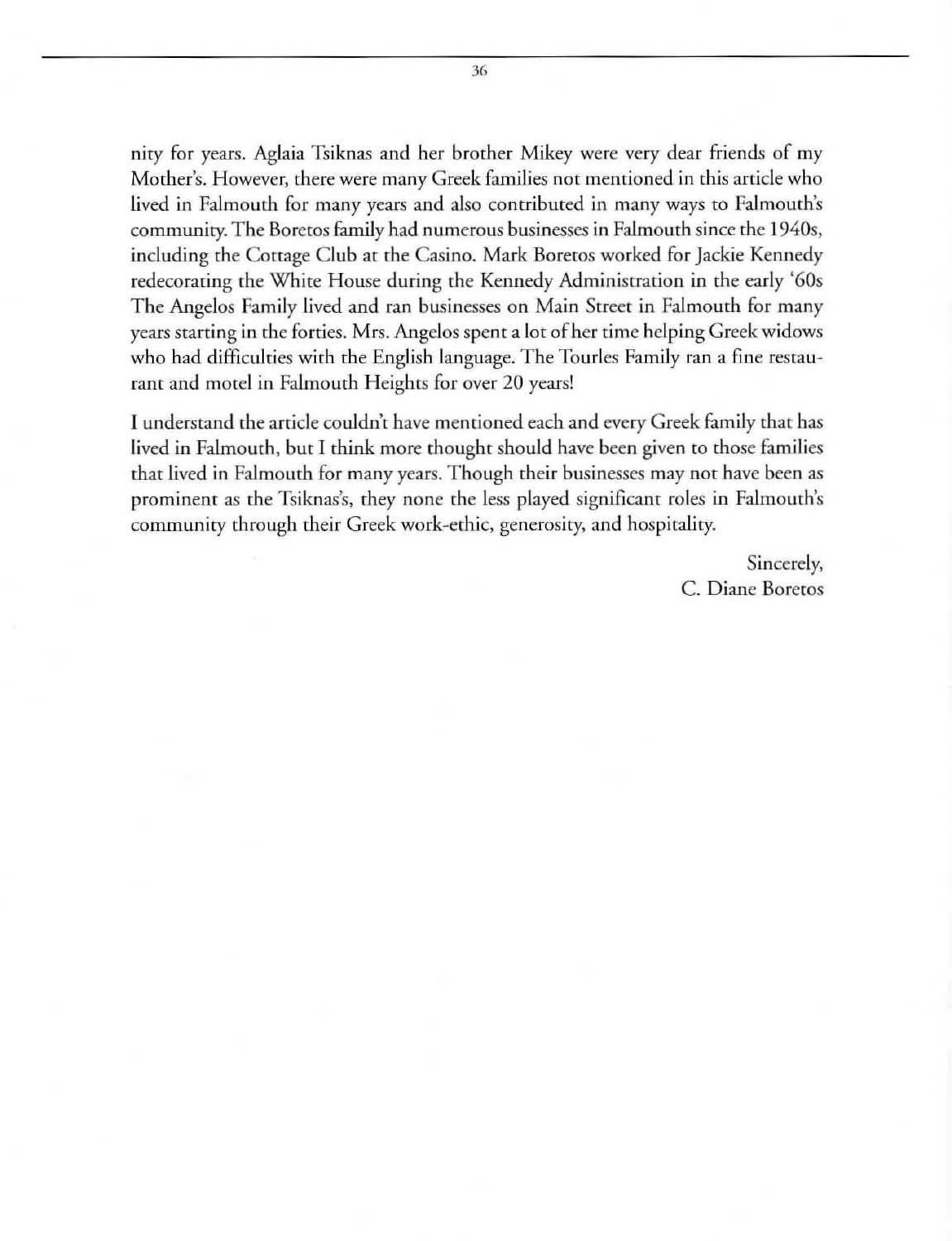nity for years. Aglaia Tsiknas and her brother Mikey were very dear friends of my Mother's. However, there were many Greek families not mentioned in this article who lived in Falmouth for many years and also contributed in many ways to Falmouth's community. The Boretos family had numerous businesses in Falmouth since the 1940s, including the Cottage Club at the Casino. Mark Boretos worked for Jackie Kennedy redecorating the White House during the Kennedy Administration in the early '60s The Angelos Family lived and ran businesses on Main Street in Falmouth for many years starting in the forties. Mrs. Angelos spent a lot of her time helping Greek widows who had difficulties with the English language. The Tourles Family ran a fine restaurant and motel in Falmouth Heights for over 20 years!

I understand the article couldn't have mentioned each and every Greek family that has lived in Falmouth, but I think more thought should have been given to those families that lived in Falmouth for many years. Though their businesses may not have been as prominent as the Tsiknas's, they none the less played significant roles in Falmouth's community through their Greek work-ethic, generosity, and hospitality.

Sincerely,
C. Diane Boretos